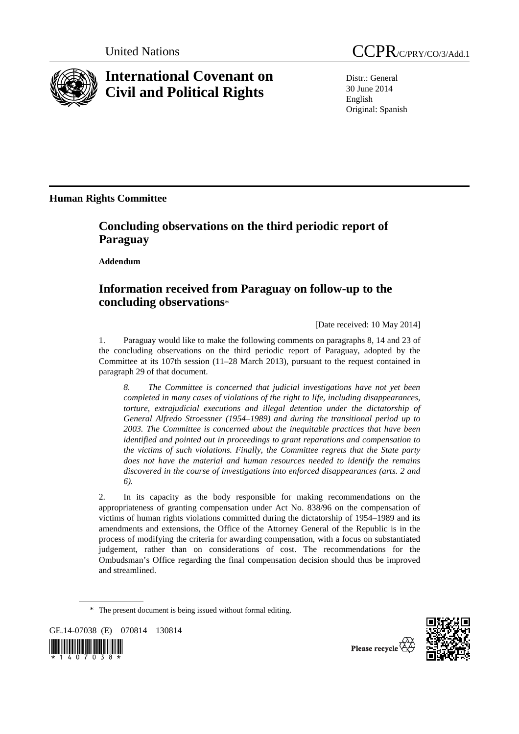United Nations CCPR/C/PRY/CO/3/Add.1

# International Covenant on Civil and Political Rights

Distr.: General
30 June 2014
English
Original: Spanish

**Human Rights Committee**

## Concluding observations on the third periodic report of Paraguay

**Addendum**

## Information received from Paraguay on follow-up to the concluding observations*

[Date received: 10 May 2014]

1. Paraguay would like to make the following comments on paragraphs 8, 14 and 23 of the concluding observations on the third periodic report of Paraguay, adopted by the Committee at its 107th session (11–28 March 2013), pursuant to the request contained in paragraph 29 of that document.

*8. The Committee is concerned that judicial investigations have not yet been completed in many cases of violations of the right to life, including disappearances, torture, extrajudicial executions and illegal detention under the dictatorship of General Alfredo Stroessner (1954–1989) and during the transitional period up to 2003. The Committee is concerned about the inequitable practices that have been identified and pointed out in proceedings to grant reparations and compensation to the victims of such violations. Finally, the Committee regrets that the State party does not have the material and human resources needed to identify the remains discovered in the course of investigations into enforced disappearances (arts. 2 and 6).*

2. In its capacity as the body responsible for making recommendations on the appropriateness of granting compensation under Act No. 838/96 on the compensation of victims of human rights violations committed during the dictatorship of 1954–1989 and its amendments and extensions, the Office of the Attorney General of the Republic is in the process of modifying the criteria for awarding compensation, with a focus on substantiated judgement, rather than on considerations of cost. The recommendations for the Ombudsman's Office regarding the final compensation decision should thus be improved and streamlined.

* The present document is being issued without formal editing.

GE.14-07038 (E) 070814 130814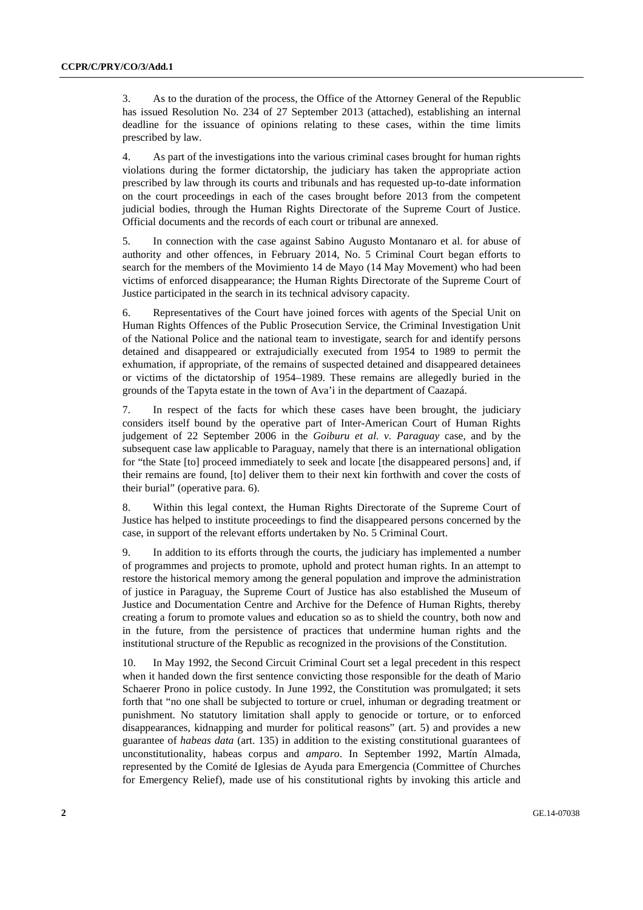3. As to the duration of the process, the Office of the Attorney General of the Republic has issued Resolution No. 234 of 27 September 2013 (attached), establishing an internal deadline for the issuance of opinions relating to these cases, within the time limits prescribed by law.

4. As part of the investigations into the various criminal cases brought for human rights violations during the former dictatorship, the judiciary has taken the appropriate action prescribed by law through its courts and tribunals and has requested up-to-date information on the court proceedings in each of the cases brought before 2013 from the competent judicial bodies, through the Human Rights Directorate of the Supreme Court of Justice. Official documents and the records of each court or tribunal are annexed.

5. In connection with the case against Sabino Augusto Montanaro et al. for abuse of authority and other offences, in February 2014, No. 5 Criminal Court began efforts to search for the members of the Movimiento 14 de Mayo (14 May Movement) who had been victims of enforced disappearance; the Human Rights Directorate of the Supreme Court of Justice participated in the search in its technical advisory capacity.

6. Representatives of the Court have joined forces with agents of the Special Unit on Human Rights Offences of the Public Prosecution Service, the Criminal Investigation Unit of the National Police and the national team to investigate, search for and identify persons detained and disappeared or extrajudicially executed from 1954 to 1989 to permit the exhumation, if appropriate, of the remains of suspected detained and disappeared detainees or victims of the dictatorship of 1954–1989. These remains are allegedly buried in the grounds of the Tapyta estate in the town of Ava'i in the department of Caazapá.

7. In respect of the facts for which these cases have been brought, the judiciary considers itself bound by the operative part of Inter-American Court of Human Rights judgement of 22 September 2006 in the *Goiburu et al. v. Paraguay* case, and by the subsequent case law applicable to Paraguay, namely that there is an international obligation for "the State [to] proceed immediately to seek and locate [the disappeared persons] and, if their remains are found, [to] deliver them to their next kin forthwith and cover the costs of their burial" (operative para. 6).

8. Within this legal context, the Human Rights Directorate of the Supreme Court of Justice has helped to institute proceedings to find the disappeared persons concerned by the case, in support of the relevant efforts undertaken by No. 5 Criminal Court.

9. In addition to its efforts through the courts, the judiciary has implemented a number of programmes and projects to promote, uphold and protect human rights. In an attempt to restore the historical memory among the general population and improve the administration of justice in Paraguay, the Supreme Court of Justice has also established the Museum of Justice and Documentation Centre and Archive for the Defence of Human Rights, thereby creating a forum to promote values and education so as to shield the country, both now and in the future, from the persistence of practices that undermine human rights and the institutional structure of the Republic as recognized in the provisions of the Constitution.

10. In May 1992, the Second Circuit Criminal Court set a legal precedent in this respect when it handed down the first sentence convicting those responsible for the death of Mario Schaerer Prono in police custody. In June 1992, the Constitution was promulgated; it sets forth that "no one shall be subjected to torture or cruel, inhuman or degrading treatment or punishment. No statutory limitation shall apply to genocide or torture, or to enforced disappearances, kidnapping and murder for political reasons" (art. 5) and provides a new guarantee of *habeas data* (art. 135) in addition to the existing constitutional guarantees of unconstitutionality, habeas corpus and *amparo*. In September 1992, Martín Almada, represented by the Comité de Iglesias de Ayuda para Emergencia (Committee of Churches for Emergency Relief), made use of his constitutional rights by invoking this article and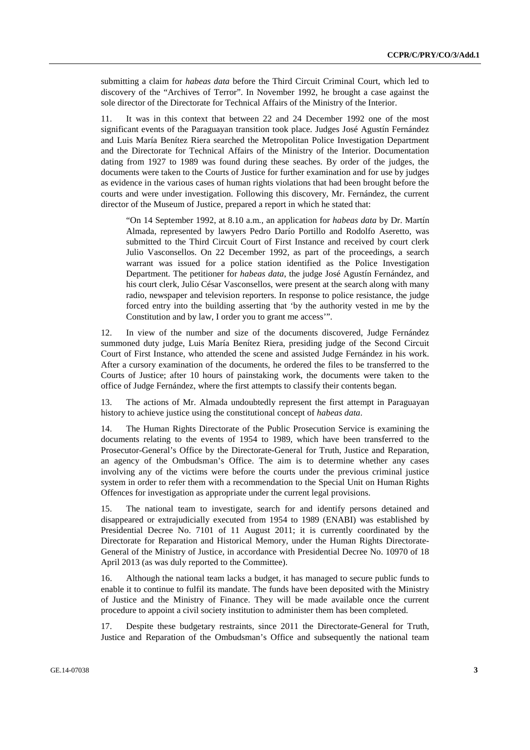submitting a claim for *habeas data* before the Third Circuit Criminal Court, which led to discovery of the "Archives of Terror". In November 1992, he brought a case against the sole director of the Directorate for Technical Affairs of the Ministry of the Interior.

11. It was in this context that between 22 and 24 December 1992 one of the most significant events of the Paraguayan transition took place. Judges José Agustín Fernández and Luis María Benítez Riera searched the Metropolitan Police Investigation Department and the Directorate for Technical Affairs of the Ministry of the Interior. Documentation dating from 1927 to 1989 was found during these seaches. By order of the judges, the documents were taken to the Courts of Justice for further examination and for use by judges as evidence in the various cases of human rights violations that had been brought before the courts and were under investigation. Following this discovery, Mr. Fernández, the current director of the Museum of Justice, prepared a report in which he stated that:

> "On 14 September 1992, at 8.10 a.m., an application for *habeas data* by Dr. Martín Almada, represented by lawyers Pedro Darío Portillo and Rodolfo Aseretto, was submitted to the Third Circuit Court of First Instance and received by court clerk Julio Vasconsellos. On 22 December 1992, as part of the proceedings, a search warrant was issued for a police station identified as the Police Investigation Department. The petitioner for *habeas data*, the judge José Agustín Fernández, and his court clerk, Julio César Vasconsellos, were present at the search along with many radio, newspaper and television reporters. In response to police resistance, the judge forced entry into the building asserting that 'by the authority vested in me by the Constitution and by law, I order you to grant me access'".

12. In view of the number and size of the documents discovered, Judge Fernández summoned duty judge, Luis María Benítez Riera, presiding judge of the Second Circuit Court of First Instance, who attended the scene and assisted Judge Fernández in his work. After a cursory examination of the documents, he ordered the files to be transferred to the Courts of Justice; after 10 hours of painstaking work, the documents were taken to the office of Judge Fernández, where the first attempts to classify their contents began.

13. The actions of Mr. Almada undoubtedly represent the first attempt in Paraguayan history to achieve justice using the constitutional concept of *habeas data*.

14. The Human Rights Directorate of the Public Prosecution Service is examining the documents relating to the events of 1954 to 1989, which have been transferred to the Prosecutor-General's Office by the Directorate-General for Truth, Justice and Reparation, an agency of the Ombudsman's Office. The aim is to determine whether any cases involving any of the victims were before the courts under the previous criminal justice system in order to refer them with a recommendation to the Special Unit on Human Rights Offences for investigation as appropriate under the current legal provisions.

15. The national team to investigate, search for and identify persons detained and disappeared or extrajudicially executed from 1954 to 1989 (ENABI) was established by Presidential Decree No. 7101 of 11 August 2011; it is currently coordinated by the Directorate for Reparation and Historical Memory, under the Human Rights Directorate-General of the Ministry of Justice, in accordance with Presidential Decree No. 10970 of 18 April 2013 (as was duly reported to the Committee).

16. Although the national team lacks a budget, it has managed to secure public funds to enable it to continue to fulfil its mandate. The funds have been deposited with the Ministry of Justice and the Ministry of Finance. They will be made available once the current procedure to appoint a civil society institution to administer them has been completed.

17. Despite these budgetary restraints, since 2011 the Directorate-General for Truth, Justice and Reparation of the Ombudsman's Office and subsequently the national team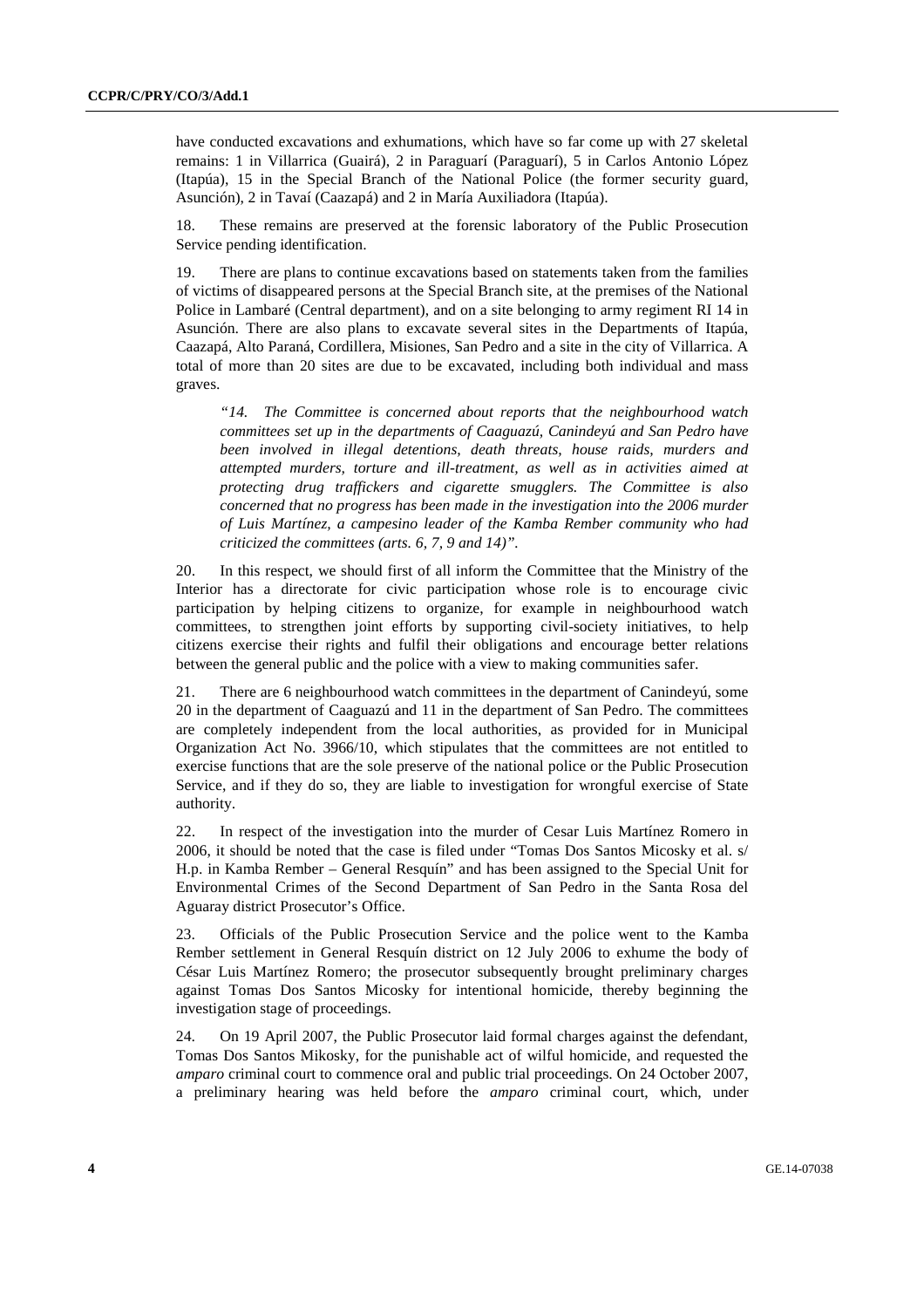have conducted excavations and exhumations, which have so far come up with 27 skeletal remains: 1 in Villarrica (Guairá), 2 in Paraguarí (Paraguarí), 5 in Carlos Antonio López (Itapúa), 15 in the Special Branch of the National Police (the former security guard, Asunción), 2 in Tavaí (Caazapá) and 2 in María Auxiliadora (Itapúa).

18. These remains are preserved at the forensic laboratory of the Public Prosecution Service pending identification.

19. There are plans to continue excavations based on statements taken from the families of victims of disappeared persons at the Special Branch site, at the premises of the National Police in Lambaré (Central department), and on a site belonging to army regiment RI 14 in Asunción. There are also plans to excavate several sites in the Departments of Itapúa, Caazapá, Alto Paraná, Cordillera, Misiones, San Pedro and a site in the city of Villarrica. A total of more than 20 sites are due to be excavated, including both individual and mass graves.

> *"14. The Committee is concerned about reports that the neighbourhood watch committees set up in the departments of Caaguazú, Canindeyú and San Pedro have been involved in illegal detentions, death threats, house raids, murders and attempted murders, torture and ill-treatment, as well as in activities aimed at protecting drug traffickers and cigarette smugglers. The Committee is also concerned that no progress has been made in the investigation into the 2006 murder of Luis Martínez, a campesino leader of the Kamba Rember community who had criticized the committees (arts. 6, 7, 9 and 14)".*

20. In this respect, we should first of all inform the Committee that the Ministry of the Interior has a directorate for civic participation whose role is to encourage civic participation by helping citizens to organize, for example in neighbourhood watch committees, to strengthen joint efforts by supporting civil-society initiatives, to help citizens exercise their rights and fulfil their obligations and encourage better relations between the general public and the police with a view to making communities safer.

21. There are 6 neighbourhood watch committees in the department of Canindeyú, some 20 in the department of Caaguazú and 11 in the department of San Pedro. The committees are completely independent from the local authorities, as provided for in Municipal Organization Act No. 3966/10, which stipulates that the committees are not entitled to exercise functions that are the sole preserve of the national police or the Public Prosecution Service, and if they do so, they are liable to investigation for wrongful exercise of State authority.

22. In respect of the investigation into the murder of Cesar Luis Martínez Romero in 2006, it should be noted that the case is filed under "Tomas Dos Santos Micosky et al. s/ H.p. in Kamba Rember – General Resquín" and has been assigned to the Special Unit for Environmental Crimes of the Second Department of San Pedro in the Santa Rosa del Aguaray district Prosecutor's Office.

23. Officials of the Public Prosecution Service and the police went to the Kamba Rember settlement in General Resquín district on 12 July 2006 to exhume the body of César Luis Martínez Romero; the prosecutor subsequently brought preliminary charges against Tomas Dos Santos Micosky for intentional homicide, thereby beginning the investigation stage of proceedings.

24. On 19 April 2007, the Public Prosecutor laid formal charges against the defendant, Tomas Dos Santos Mikosky, for the punishable act of wilful homicide, and requested the *amparo* criminal court to commence oral and public trial proceedings. On 24 October 2007, a preliminary hearing was held before the *amparo* criminal court, which, under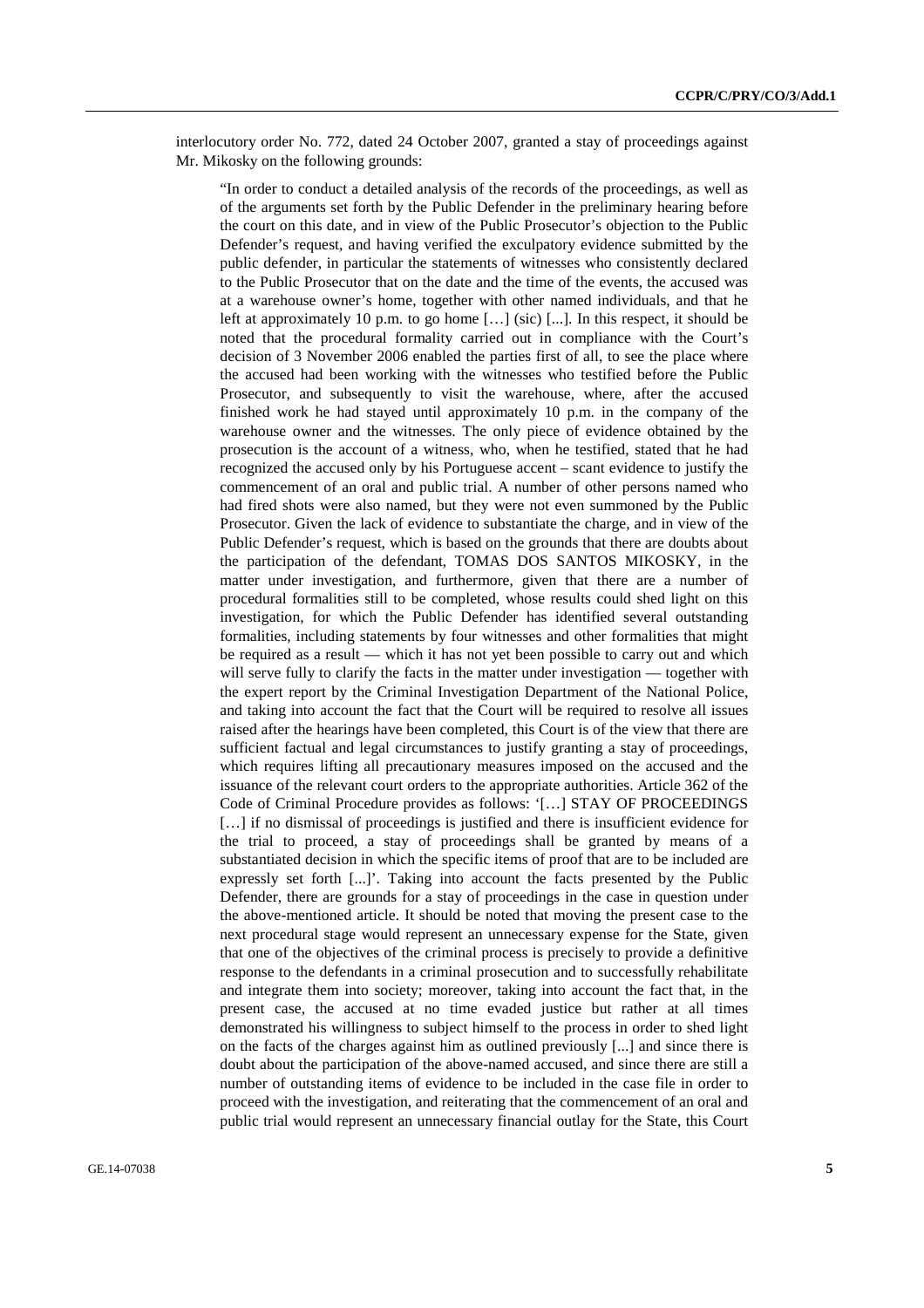interlocutory order No. 772, dated 24 October 2007, granted a stay of proceedings against Mr. Mikosky on the following grounds:

> "In order to conduct a detailed analysis of the records of the proceedings, as well as of the arguments set forth by the Public Defender in the preliminary hearing before the court on this date, and in view of the Public Prosecutor's objection to the Public Defender's request, and having verified the exculpatory evidence submitted by the public defender, in particular the statements of witnesses who consistently declared to the Public Prosecutor that on the date and the time of the events, the accused was at a warehouse owner's home, together with other named individuals, and that he left at approximately 10 p.m. to go home […] (sic) [...]. In this respect, it should be noted that the procedural formality carried out in compliance with the Court's decision of 3 November 2006 enabled the parties first of all, to see the place where the accused had been working with the witnesses who testified before the Public Prosecutor, and subsequently to visit the warehouse, where, after the accused finished work he had stayed until approximately 10 p.m. in the company of the warehouse owner and the witnesses. The only piece of evidence obtained by the prosecution is the account of a witness, who, when he testified, stated that he had recognized the accused only by his Portuguese accent – scant evidence to justify the commencement of an oral and public trial. A number of other persons named who had fired shots were also named, but they were not even summoned by the Public Prosecutor. Given the lack of evidence to substantiate the charge, and in view of the Public Defender's request, which is based on the grounds that there are doubts about the participation of the defendant, TOMAS DOS SANTOS MIKOSKY, in the matter under investigation, and furthermore, given that there are a number of procedural formalities still to be completed, whose results could shed light on this investigation, for which the Public Defender has identified several outstanding formalities, including statements by four witnesses and other formalities that might be required as a result — which it has not yet been possible to carry out and which will serve fully to clarify the facts in the matter under investigation — together with the expert report by the Criminal Investigation Department of the National Police, and taking into account the fact that the Court will be required to resolve all issues raised after the hearings have been completed, this Court is of the view that there are sufficient factual and legal circumstances to justify granting a stay of proceedings, which requires lifting all precautionary measures imposed on the accused and the issuance of the relevant court orders to the appropriate authorities. Article 362 of the Code of Criminal Procedure provides as follows: '[…] STAY OF PROCEEDINGS […] if no dismissal of proceedings is justified and there is insufficient evidence for the trial to proceed, a stay of proceedings shall be granted by means of a substantiated decision in which the specific items of proof that are to be included are expressly set forth [...]'. Taking into account the facts presented by the Public Defender, there are grounds for a stay of proceedings in the case in question under the above-mentioned article. It should be noted that moving the present case to the next procedural stage would represent an unnecessary expense for the State, given that one of the objectives of the criminal process is precisely to provide a definitive response to the defendants in a criminal prosecution and to successfully rehabilitate and integrate them into society; moreover, taking into account the fact that, in the present case, the accused at no time evaded justice but rather at all times demonstrated his willingness to subject himself to the process in order to shed light on the facts of the charges against him as outlined previously [...] and since there is doubt about the participation of the above-named accused, and since there are still a number of outstanding items of evidence to be included in the case file in order to proceed with the investigation, and reiterating that the commencement of an oral and public trial would represent an unnecessary financial outlay for the State, this Court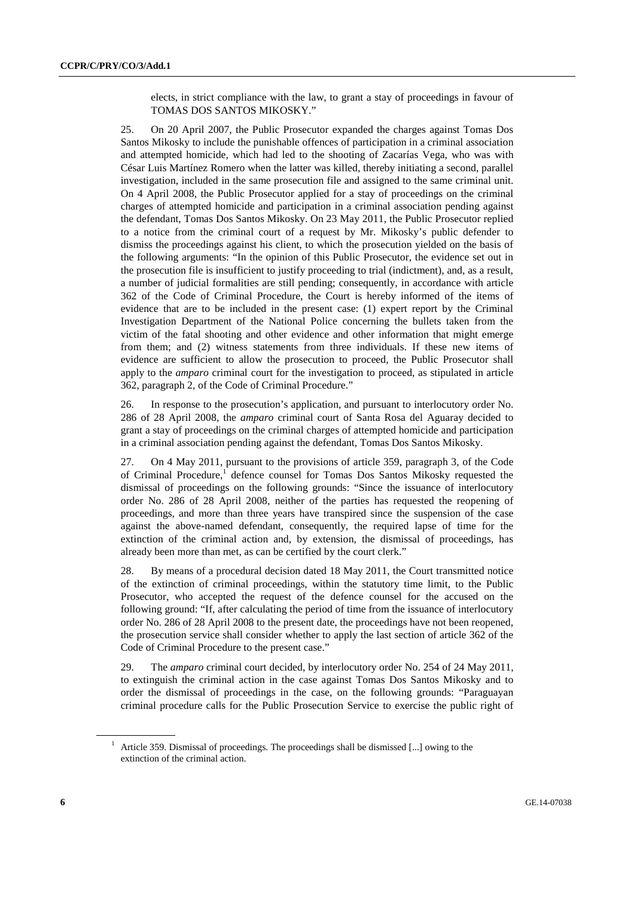elects, in strict compliance with the law, to grant a stay of proceedings in favour of TOMAS DOS SANTOS MIKOSKY."

25. On 20 April 2007, the Public Prosecutor expanded the charges against Tomas Dos Santos Mikosky to include the punishable offences of participation in a criminal association and attempted homicide, which had led to the shooting of Zacarías Vega, who was with César Luis Martínez Romero when the latter was killed, thereby initiating a second, parallel investigation, included in the same prosecution file and assigned to the same criminal unit. On 4 April 2008, the Public Prosecutor applied for a stay of proceedings on the criminal charges of attempted homicide and participation in a criminal association pending against the defendant, Tomas Dos Santos Mikosky. On 23 May 2011, the Public Prosecutor replied to a notice from the criminal court of a request by Mr. Mikosky's public defender to dismiss the proceedings against his client, to which the prosecution yielded on the basis of the following arguments: "In the opinion of this Public Prosecutor, the evidence set out in the prosecution file is insufficient to justify proceeding to trial (indictment), and, as a result, a number of judicial formalities are still pending; consequently, in accordance with article 362 of the Code of Criminal Procedure, the Court is hereby informed of the items of evidence that are to be included in the present case: (1) expert report by the Criminal Investigation Department of the National Police concerning the bullets taken from the victim of the fatal shooting and other evidence and other information that might emerge from them; and (2) witness statements from three individuals. If these new items of evidence are sufficient to allow the prosecution to proceed, the Public Prosecutor shall apply to the *amparo* criminal court for the investigation to proceed, as stipulated in article 362, paragraph 2, of the Code of Criminal Procedure."

26. In response to the prosecution's application, and pursuant to interlocutory order No. 286 of 28 April 2008, the *amparo* criminal court of Santa Rosa del Aguaray decided to grant a stay of proceedings on the criminal charges of attempted homicide and participation in a criminal association pending against the defendant, Tomas Dos Santos Mikosky.

27. On 4 May 2011, pursuant to the provisions of article 359, paragraph 3, of the Code of Criminal Procedure,[1] defence counsel for Tomas Dos Santos Mikosky requested the dismissal of proceedings on the following grounds: "Since the issuance of interlocutory order No. 286 of 28 April 2008, neither of the parties has requested the reopening of proceedings, and more than three years have transpired since the suspension of the case against the above-named defendant, consequently, the required lapse of time for the extinction of the criminal action and, by extension, the dismissal of proceedings, has already been more than met, as can be certified by the court clerk."

28. By means of a procedural decision dated 18 May 2011, the Court transmitted notice of the extinction of criminal proceedings, within the statutory time limit, to the Public Prosecutor, who accepted the request of the defence counsel for the accused on the following ground: "If, after calculating the period of time from the issuance of interlocutory order No. 286 of 28 April 2008 to the present date, the proceedings have not been reopened, the prosecution service shall consider whether to apply the last section of article 362 of the Code of Criminal Procedure to the present case."

29. The *amparo* criminal court decided, by interlocutory order No. 254 of 24 May 2011, to extinguish the criminal action in the case against Tomas Dos Santos Mikosky and to order the dismissal of proceedings in the case, on the following grounds: "Paraguayan criminal procedure calls for the Public Prosecution Service to exercise the public right of

[1] Article 359. Dismissal of proceedings. The proceedings shall be dismissed [...] owing to the extinction of the criminal action.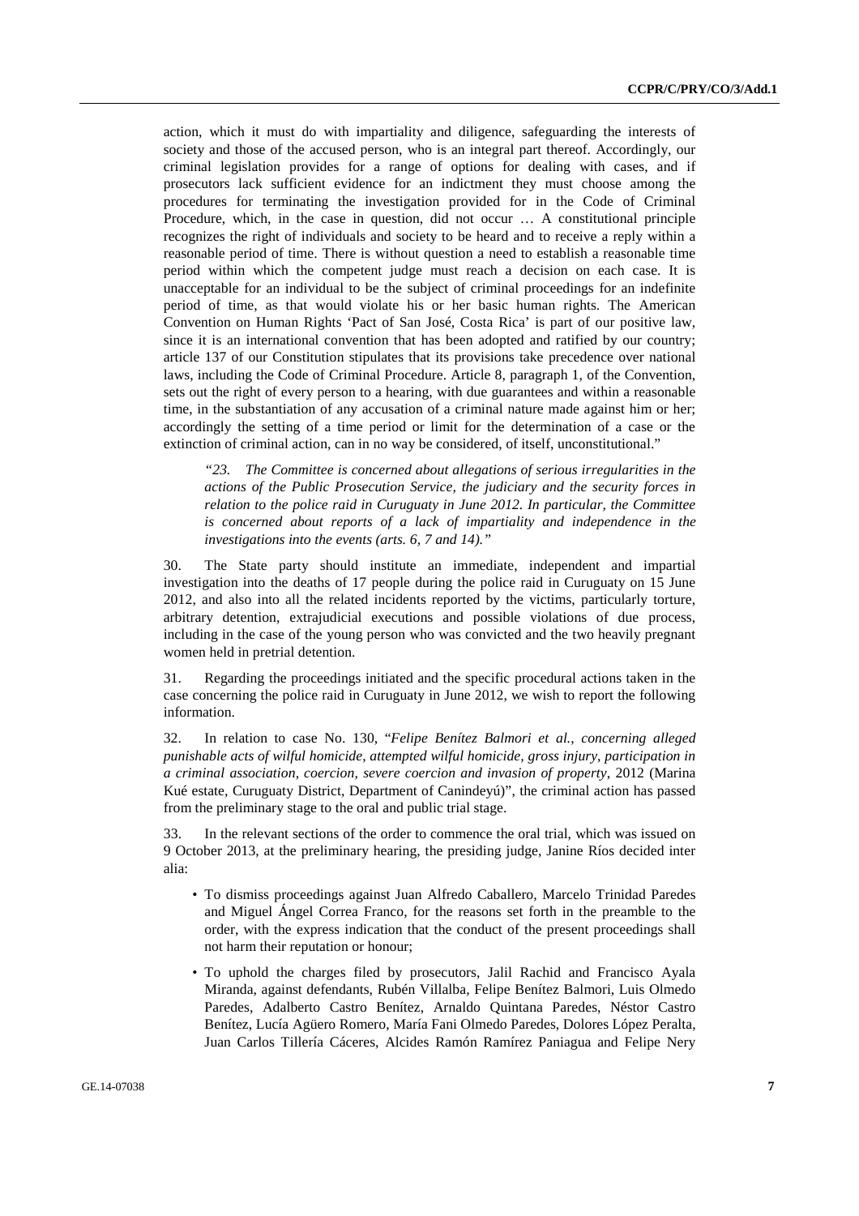action, which it must do with impartiality and diligence, safeguarding the interests of society and those of the accused person, who is an integral part thereof. Accordingly, our criminal legislation provides for a range of options for dealing with cases, and if prosecutors lack sufficient evidence for an indictment they must choose among the procedures for terminating the investigation provided for in the Code of Criminal Procedure, which, in the case in question, did not occur … A constitutional principle recognizes the right of individuals and society to be heard and to receive a reply within a reasonable period of time. There is without question a need to establish a reasonable time period within which the competent judge must reach a decision on each case. It is unacceptable for an individual to be the subject of criminal proceedings for an indefinite period of time, as that would violate his or her basic human rights. The American Convention on Human Rights 'Pact of San José, Costa Rica' is part of our positive law, since it is an international convention that has been adopted and ratified by our country; article 137 of our Constitution stipulates that its provisions take precedence over national laws, including the Code of Criminal Procedure. Article 8, paragraph 1, of the Convention, sets out the right of every person to a hearing, with due guarantees and within a reasonable time, in the substantiation of any accusation of a criminal nature made against him or her; accordingly the setting of a time period or limit for the determination of a case or the extinction of criminal action, can in no way be considered, of itself, unconstitutional."

> *"23. The Committee is concerned about allegations of serious irregularities in the actions of the Public Prosecution Service, the judiciary and the security forces in relation to the police raid in Curuguaty in June 2012. In particular, the Committee is concerned about reports of a lack of impartiality and independence in the investigations into the events (arts. 6, 7 and 14)."*

30. The State party should institute an immediate, independent and impartial investigation into the deaths of 17 people during the police raid in Curuguaty on 15 June 2012, and also into all the related incidents reported by the victims, particularly torture, arbitrary detention, extrajudicial executions and possible violations of due process, including in the case of the young person who was convicted and the two heavily pregnant women held in pretrial detention.

31. Regarding the proceedings initiated and the specific procedural actions taken in the case concerning the police raid in Curuguaty in June 2012, we wish to report the following information.

32. In relation to case No. 130, "*Felipe Benítez Balmori et al., concerning alleged punishable acts of wilful homicide, attempted wilful homicide, gross injury, participation in a criminal association, coercion, severe coercion and invasion of property*, 2012 (Marina Kué estate, Curuguaty District, Department of Canindeyú)", the criminal action has passed from the preliminary stage to the oral and public trial stage.

33. In the relevant sections of the order to commence the oral trial, which was issued on 9 October 2013, at the preliminary hearing, the presiding judge, Janine Ríos decided inter alia:

- To dismiss proceedings against Juan Alfredo Caballero, Marcelo Trinidad Paredes and Miguel Ángel Correa Franco, for the reasons set forth in the preamble to the order, with the express indication that the conduct of the present proceedings shall not harm their reputation or honour;
- To uphold the charges filed by prosecutors, Jalil Rachid and Francisco Ayala Miranda, against defendants, Rubén Villalba, Felipe Benítez Balmori, Luis Olmedo Paredes, Adalberto Castro Benítez, Arnaldo Quintana Paredes, Néstor Castro Benítez, Lucía Agüero Romero, María Fani Olmedo Paredes, Dolores López Peralta, Juan Carlos Tillería Cáceres, Alcides Ramón Ramírez Paniagua and Felipe Nery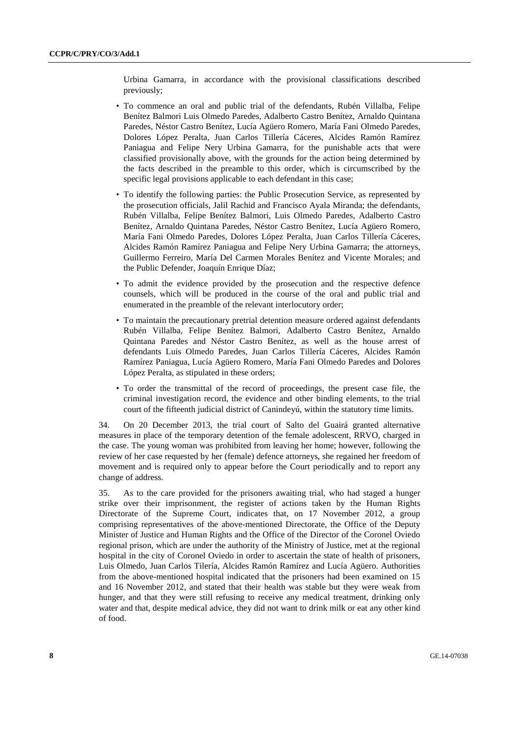Urbina Gamarra, in accordance with the provisional classifications described previously;

- To commence an oral and public trial of the defendants, Rubén Villalba, Felipe Benítez Balmori Luis Olmedo Paredes, Adalberto Castro Benítez, Arnaldo Quintana Paredes, Néstor Castro Benítez, Lucía Agüero Romero, María Fani Olmedo Paredes, Dolores López Peralta, Juan Carlos Tillería Cáceres, Alcides Ramón Ramírez Paniagua and Felipe Nery Urbina Gamarra, for the punishable acts that were classified provisionally above, with the grounds for the action being determined by the facts described in the preamble to this order, which is circumscribed by the specific legal provisions applicable to each defendant in this case;
- To identify the following parties: the Public Prosecution Service, as represented by the prosecution officials, Jalil Rachid and Francisco Ayala Miranda; the defendants, Rubén Villalba, Felipe Benítez Balmori, Luis Olmedo Paredes, Adalberto Castro Benítez, Arnaldo Quintana Paredes, Néstor Castro Benítez, Lucía Agüero Romero, María Fani Olmedo Paredes, Dolores López Peralta, Juan Carlos Tillería Cáceres, Alcides Ramón Ramírez Paniagua and Felipe Nery Urbina Gamarra; the attorneys, Guillermo Ferreiro, María Del Carmen Morales Benítez and Vicente Morales; and the Public Defender, Joaquín Enrique Díaz;
- To admit the evidence provided by the prosecution and the respective defence counsels, which will be produced in the course of the oral and public trial and enumerated in the preamble of the relevant interlocutory order;
- To maintain the precautionary pretrial detention measure ordered against defendants Rubén Villalba, Felipe Benítez Balmori, Adalberto Castro Benítez, Arnaldo Quintana Paredes and Néstor Castro Benítez, as well as the house arrest of defendants Luis Olmedo Paredes, Juan Carlos Tillería Cáceres, Alcides Ramón Ramírez Paniagua, Lucía Agüero Romero, María Fani Olmedo Paredes and Dolores López Peralta, as stipulated in these orders;
- To order the transmittal of the record of proceedings, the present case file, the criminal investigation record, the evidence and other binding elements, to the trial court of the fifteenth judicial district of Canindeyú, within the statutory time limits.

34. On 20 December 2013, the trial court of Salto del Guairá granted alternative measures in place of the temporary detention of the female adolescent, RRVO, charged in the case. The young woman was prohibited from leaving her home; however, following the review of her case requested by her (female) defence attorneys, she regained her freedom of movement and is required only to appear before the Court periodically and to report any change of address.

35. As to the care provided for the prisoners awaiting trial, who had staged a hunger strike over their imprisonment, the register of actions taken by the Human Rights Directorate of the Supreme Court, indicates that, on 17 November 2012, a group comprising representatives of the above-mentioned Directorate, the Office of the Deputy Minister of Justice and Human Rights and the Office of the Director of the Coronel Oviedo regional prison, which are under the authority of the Ministry of Justice, met at the regional hospital in the city of Coronel Oviedo in order to ascertain the state of health of prisoners, Luis Olmedo, Juan Carlos Tilería, Alcides Ramón Ramírez and Lucía Agüero. Authorities from the above-mentioned hospital indicated that the prisoners had been examined on 15 and 16 November 2012, and stated that their health was stable but they were weak from hunger, and that they were still refusing to receive any medical treatment, drinking only water and that, despite medical advice, they did not want to drink milk or eat any other kind of food.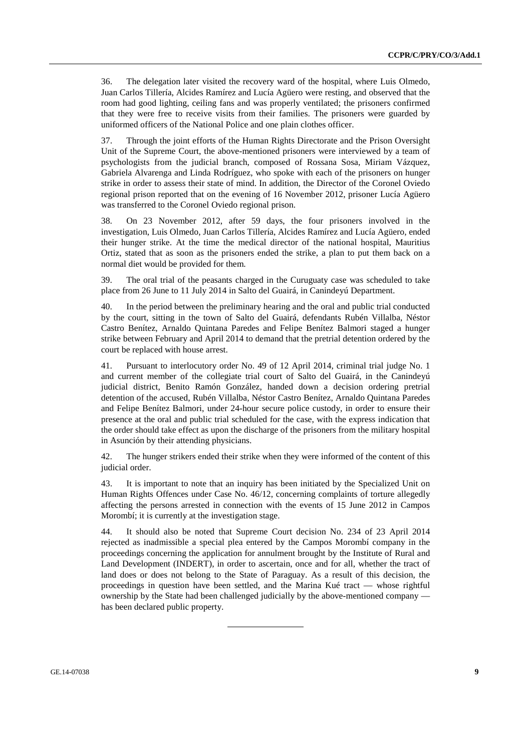36. The delegation later visited the recovery ward of the hospital, where Luis Olmedo, Juan Carlos Tillería, Alcides Ramírez and Lucía Agüero were resting, and observed that the room had good lighting, ceiling fans and was properly ventilated; the prisoners confirmed that they were free to receive visits from their families. The prisoners were guarded by uniformed officers of the National Police and one plain clothes officer.

37. Through the joint efforts of the Human Rights Directorate and the Prison Oversight Unit of the Supreme Court, the above-mentioned prisoners were interviewed by a team of psychologists from the judicial branch, composed of Rossana Sosa, Miriam Vázquez, Gabriela Alvarenga and Linda Rodríguez, who spoke with each of the prisoners on hunger strike in order to assess their state of mind. In addition, the Director of the Coronel Oviedo regional prison reported that on the evening of 16 November 2012, prisoner Lucía Agüero was transferred to the Coronel Oviedo regional prison.

38. On 23 November 2012, after 59 days, the four prisoners involved in the investigation, Luis Olmedo, Juan Carlos Tillería, Alcides Ramírez and Lucía Agüero, ended their hunger strike. At the time the medical director of the national hospital, Mauritius Ortiz, stated that as soon as the prisoners ended the strike, a plan to put them back on a normal diet would be provided for them.

39. The oral trial of the peasants charged in the Curuguaty case was scheduled to take place from 26 June to 11 July 2014 in Salto del Guairá, in Canindeyú Department.

40. In the period between the preliminary hearing and the oral and public trial conducted by the court, sitting in the town of Salto del Guairá, defendants Rubén Villalba, Néstor Castro Benítez, Arnaldo Quintana Paredes and Felipe Benítez Balmori staged a hunger strike between February and April 2014 to demand that the pretrial detention ordered by the court be replaced with house arrest.

41. Pursuant to interlocutory order No. 49 of 12 April 2014, criminal trial judge No. 1 and current member of the collegiate trial court of Salto del Guairá, in the Canindeyú judicial district, Benito Ramón González, handed down a decision ordering pretrial detention of the accused, Rubén Villalba, Néstor Castro Benítez, Arnaldo Quintana Paredes and Felipe Benítez Balmori, under 24-hour secure police custody, in order to ensure their presence at the oral and public trial scheduled for the case, with the express indication that the order should take effect as upon the discharge of the prisoners from the military hospital in Asunción by their attending physicians.

42. The hunger strikers ended their strike when they were informed of the content of this judicial order.

43. It is important to note that an inquiry has been initiated by the Specialized Unit on Human Rights Offences under Case No. 46/12, concerning complaints of torture allegedly affecting the persons arrested in connection with the events of 15 June 2012 in Campos Morombí; it is currently at the investigation stage.

44. It should also be noted that Supreme Court decision No. 234 of 23 April 2014 rejected as inadmissible a special plea entered by the Campos Morombí company in the proceedings concerning the application for annulment brought by the Institute of Rural and Land Development (INDERT), in order to ascertain, once and for all, whether the tract of land does or does not belong to the State of Paraguay. As a result of this decision, the proceedings in question have been settled, and the Marina Kué tract — whose rightful ownership by the State had been challenged judicially by the above-mentioned company — has been declared public property.